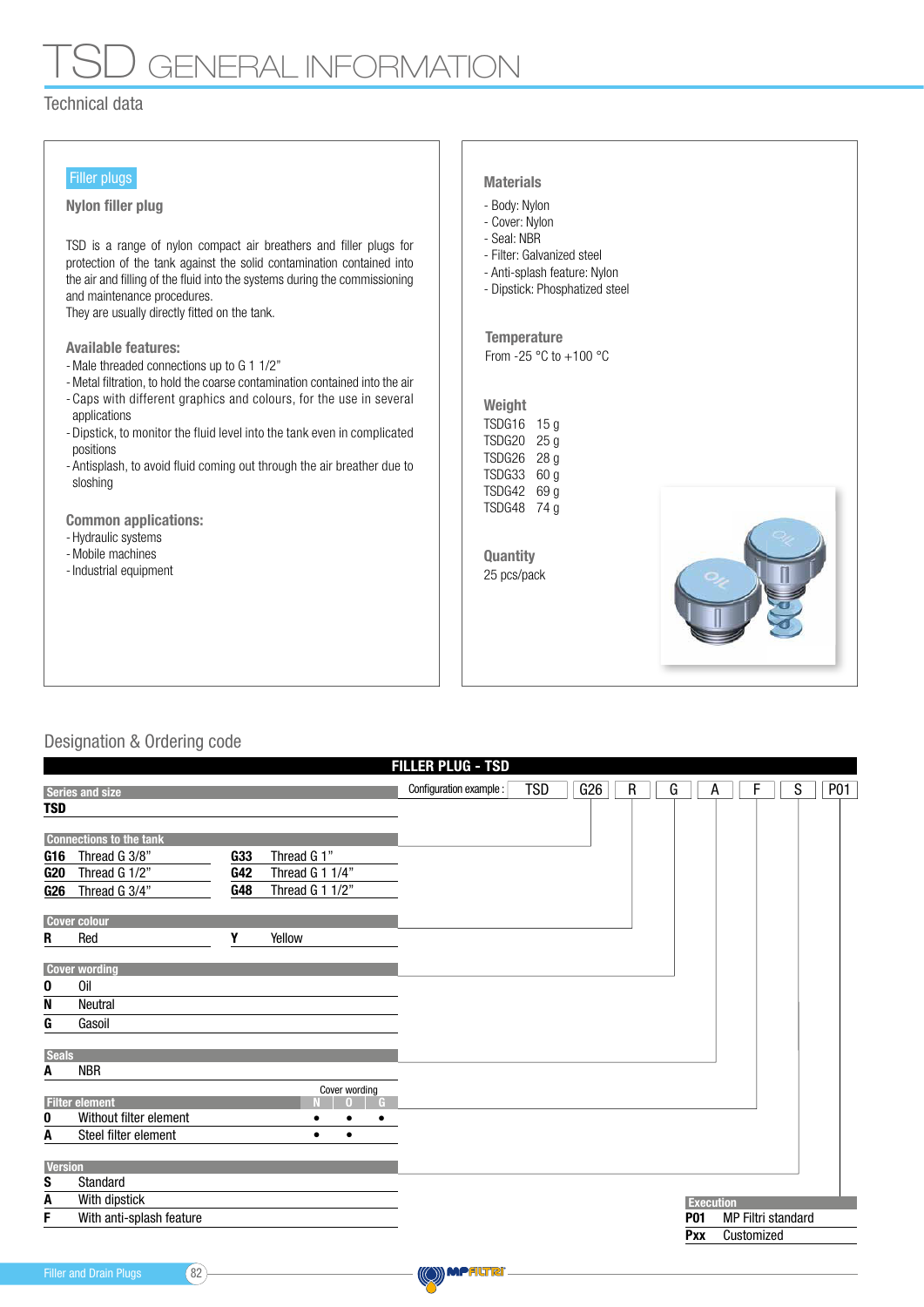# TSD GENERAL INFORMATION

## Technical data

### Filler plugs

**Nylon filler plug**

TSD is a range of nylon compact air breathers and filler plugs for protection of the tank against the solid contamination contained into the air and filling of the fluid into the systems during the commissioning and maintenance procedures.
They are usually directly fitted on the tank.

**Available features:**

- Male threaded connections up to G 1 1/2”
- Metal filtration, to hold the coarse contamination contained into the air
- Caps with different graphics and colours, for the use in several applications
- Dipstick, to monitor the fluid level into the tank even in complicated positions
- Antisplash, to avoid fluid coming out through the air breather due to sloshing

**Common applications:**

- Hydraulic systems
- Mobile machines
- Industrial equipment

**Materials**

- Body: Nylon
- Cover: Nylon
- Seal: NBR
- Filter: Galvanized steel
- Anti-splash feature: Nylon
- Dipstick: Phosphatized steel

**Temperature**

From -25 °C to +100 °C

**Weight**

| | |
|---|---|
| TSDG16 | 15 g |
| TSDG20 | 25 g |
| TSDG26 | 28 g |
| TSDG33 | 60 g |
| TSDG42 | 69 g |
| TSDG48 | 74 g |

**Quantity**

25 pcs/pack

## Designation & Ordering code

**FILLER PLUG - TSD**

Configuration example: TSD | G26 | R | G | A | F | S | P01

**Series and size**

| | |
|---|---|
| **TSD** | |

**Connections to the tank**

| Code | Description | Code | Description |
|---|---|---|---|
| **G16** | Thread G 3/8” | **G33** | Thread G 1” |
| **G20** | Thread G 1/2” | **G42** | Thread G 1 1/4” |
| **G26** | Thread G 3/4” | **G48** | Thread G 1 1/2” |

**Cover colour**

| Code | Description | Code | Description |
|---|---|---|---|
| **R** | Red | **Y** | Yellow |

**Cover wording**

| Code | Description |
|---|---|
| **0** | Oil |
| **N** | Neutral |
| **G** | Gasoil |

**Seals**

| Code | Description |
|---|---|
| **A** | NBR |

**Filter element**

| Code | Description | Cover wording N | Cover wording O | Cover wording G |
|---|---|---|---|---|
| **0** | Without filter element | • | • | • |
| **A** | Steel filter element | • | • | |

**Version**

| Code | Description |
|---|---|
| **S** | Standard |
| **A** | With dipstick |
| **F** | With anti-splash feature |

**Execution**

| Code | Description |
|---|---|
| **P01** | MP Filtri standard |
| **Pxx** | Customized |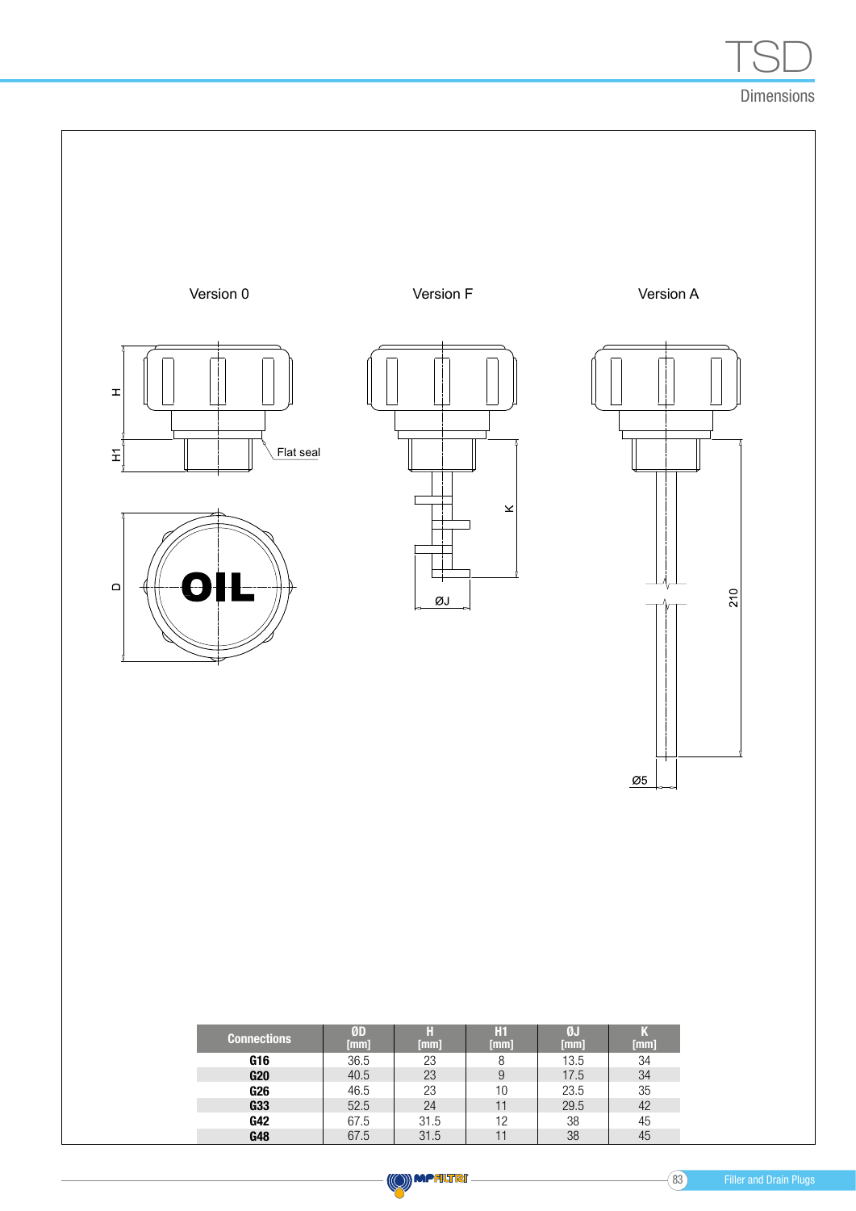# TSD

## Dimensions

Version 0

Version F

Version A

H

H1

Flat seal

D

OIL

K

ØJ

210

Ø5

| Connections | ØD [mm] | H [mm] | H1 [mm] | ØJ [mm] | K [mm] |
|---|---|---|---|---|---|
| **G16** | 36.5 | 23 | 8 | 13.5 | 34 |
| **G20** | 40.5 | 23 | 9 | 17.5 | 34 |
| **G26** | 46.5 | 23 | 10 | 23.5 | 35 |
| **G33** | 52.5 | 24 | 11 | 29.5 | 42 |
| **G42** | 67.5 | 31.5 | 12 | 38 | 45 |
| **G48** | 67.5 | 31.5 | 11 | 38 | 45 |